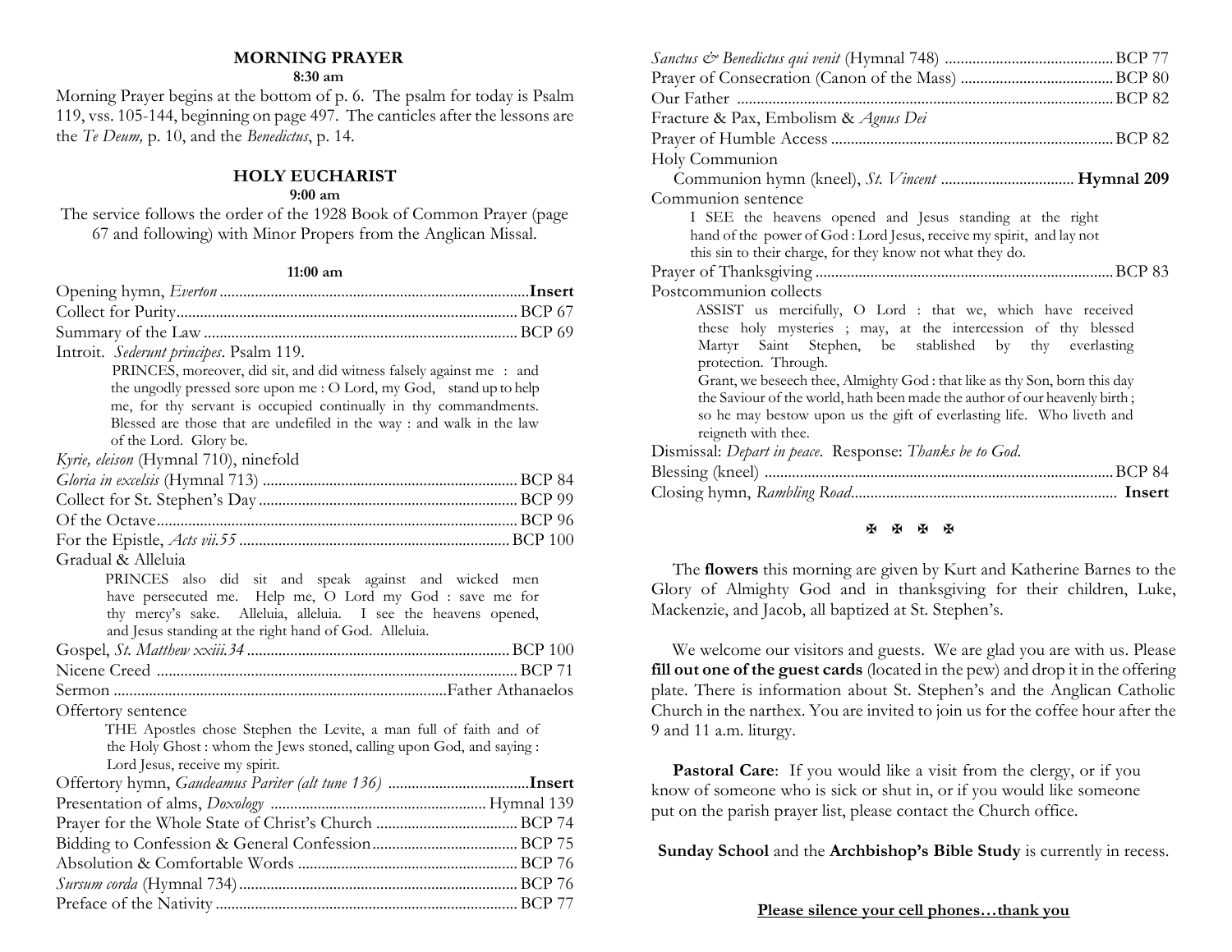## MORNING PRAYER

**8:30 am**

Morning Prayer begins at the bottom of p. 6. The psalm for today is Psalm 119, vss. 105-144, beginning on page 497. The canticles after the lessons are the *Te Deum,* p. 10, and the *Benedictus*, p. 14.

## HOLY EUCHARIST

**9:00 am**

The service follows the order of the 1928 Book of Common Prayer (page 67 and following) with Minor Propers from the Anglican Missal.

**11:00 am**

Opening hymn, *Everton* .......... **Insert**

Collect for Purity .......... BCP 67

Summary of the Law .......... BCP 69

Introit. *Sederunt principes*. Psalm 119.

> PRINCES, moreover, did sit, and did witness falsely against me : and the ungodly pressed sore upon me : O Lord, my God, stand up to help me, for thy servant is occupied continually in thy commandments. Blessed are those that are undefiled in the way : and walk in the law of the Lord. Glory be.

*Kyrie, eleison* (Hymnal 710), ninefold

*Gloria in excelsis* (Hymnal 713) .......... BCP 84

Collect for St. Stephen's Day .......... BCP 99

Of the Octave .......... BCP 96

For the Epistle, *Acts vii.55* .......... BCP 100

Gradual & Alleluia

> PRINCES also did sit and speak against and wicked men have persecuted me. Help me, O Lord my God : save me for thy mercy's sake. Alleluia, alleluia. I see the heavens opened, and Jesus standing at the right hand of God. Alleluia.

Gospel, *St. Matthew xxiii.34* .......... BCP 100

Nicene Creed .......... BCP 71

Sermon .......... Father Athanaelos

Offertory sentence

> THE Apostles chose Stephen the Levite, a man full of faith and of the Holy Ghost : whom the Jews stoned, calling upon God, and saying : Lord Jesus, receive my spirit.

Offertory hymn, *Gaudeamus Pariter (alt tune 136)* .......... **Insert**

Presentation of alms, *Doxology* .......... Hymnal 139

Prayer for the Whole State of Christ's Church .......... BCP 74

Bidding to Confession & General Confession .......... BCP 75

Absolution & Comfortable Words .......... BCP 76

*Sursum corda* (Hymnal 734) .......... BCP 76

Preface of the Nativity .......... BCP 77

*Sanctus & Benedictus qui venit* (Hymnal 748) .......... BCP 77

Prayer of Consecration (Canon of the Mass) .......... BCP 80

Our Father .......... BCP 82

Fracture & Pax, Embolism & *Agnus Dei*

Prayer of Humble Access .......... BCP 82

Holy Communion

Communion hymn (kneel), *St. Vincent* .......... **Hymnal 209**

Communion sentence

> I SEE the heavens opened and Jesus standing at the right hand of the power of God : Lord Jesus, receive my spirit, and lay not this sin to their charge, for they know not what they do.

Prayer of Thanksgiving .......... BCP 83

Postcommunion collects

> ASSIST us mercifully, O Lord : that we, which have received these holy mysteries ; may, at the intercession of thy blessed Martyr Saint Stephen, be stablished by thy everlasting protection. Through.
>
> Grant, we beseech thee, Almighty God : that like as thy Son, born this day the Saviour of the world, hath been made the author of our heavenly birth ; so he may bestow upon us the gift of everlasting life. Who liveth and reigneth with thee.

Dismissal: *Depart in peace*. Response: *Thanks be to God*.

Blessing (kneel) .......... BCP 84

Closing hymn, *Rambling Road* .......... **Insert**

✠ ✠ ✠ ✠

The **flowers** this morning are given by Kurt and Katherine Barnes to the Glory of Almighty God and in thanksgiving for their children, Luke, Mackenzie, and Jacob, all baptized at St. Stephen's.

We welcome our visitors and guests. We are glad you are with us. Please **fill out one of the guest cards** (located in the pew) and drop it in the offering plate. There is information about St. Stephen's and the Anglican Catholic Church in the narthex. You are invited to join us for the coffee hour after the 9 and 11 a.m. liturgy.

**Pastoral Care**: If you would like a visit from the clergy, or if you know of someone who is sick or shut in, or if you would like someone put on the parish prayer list, please contact the Church office.

**Sunday School** and the **Archbishop's Bible Study** is currently in recess.

**Please silence your cell phones…thank you**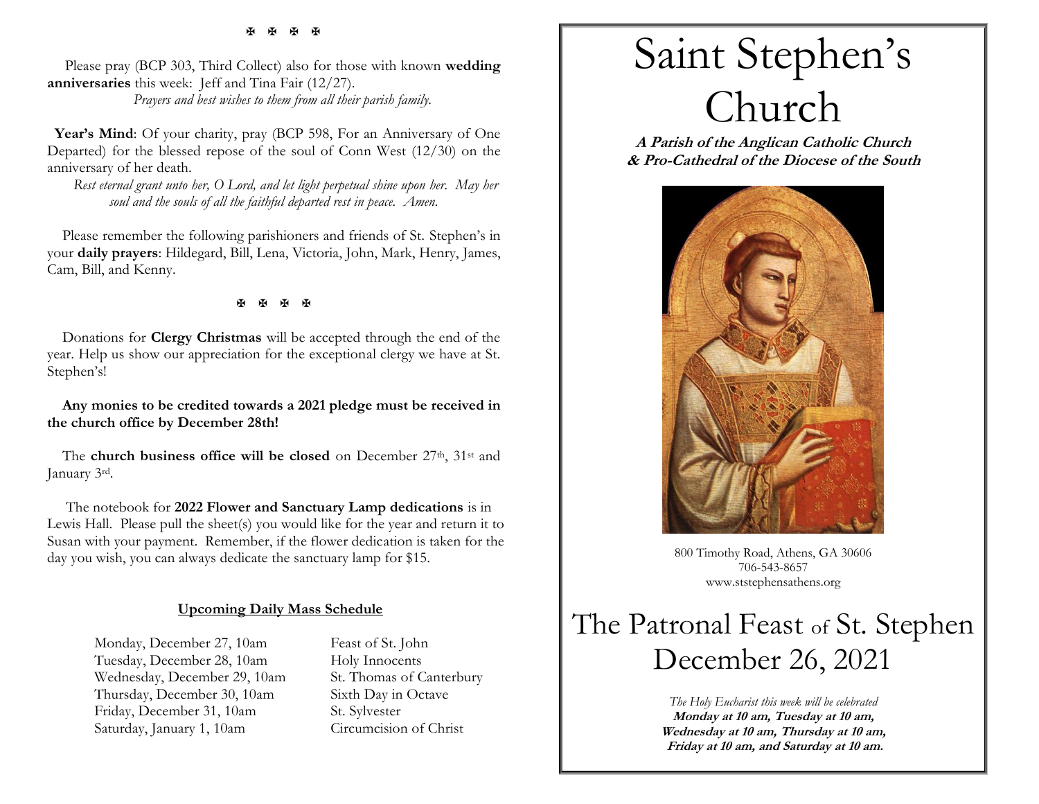✠ ✠ ✠ ✠

Please pray (BCP 303, Third Collect) also for those with known **wedding anniversaries** this week: Jeff and Tina Fair (12/27).

*Prayers and best wishes to them from all their parish family.*

**Year's Mind**: Of your charity, pray (BCP 598, For an Anniversary of One Departed) for the blessed repose of the soul of Conn West (12/30) on the anniversary of her death.

*Rest eternal grant unto her, O Lord, and let light perpetual shine upon her. May her soul and the souls of all the faithful departed rest in peace. Amen.*

Please remember the following parishioners and friends of St. Stephen's in your **daily prayers**: Hildegard, Bill, Lena, Victoria, John, Mark, Henry, James, Cam, Bill, and Kenny.

✠ ✠ ✠ ✠

Donations for **Clergy Christmas** will be accepted through the end of the year. Help us show our appreciation for the exceptional clergy we have at St. Stephen's!

**Any monies to be credited towards a 2021 pledge must be received in the church office by December 28th!**

The **church business office will be closed** on December 27th, 31st and January 3rd.

The notebook for **2022 Flower and Sanctuary Lamp dedications** is in Lewis Hall. Please pull the sheet(s) you would like for the year and return it to Susan with your payment. Remember, if the flower dedication is taken for the day you wish, you can always dedicate the sanctuary lamp for $15.

**Upcoming Daily Mass Schedule**

| | |
|---|---|
| Monday, December 27, 10am | Feast of St. John |
| Tuesday, December 28, 10am | Holy Innocents |
| Wednesday, December 29, 10am | St. Thomas of Canterbury |
| Thursday, December 30, 10am | Sixth Day in Octave |
| Friday, December 31, 10am | St. Sylvester |
| Saturday, January 1, 10am | Circumcision of Christ |

# Saint Stephen's Church

***A Parish of the Anglican Catholic Church & Pro-Cathedral of the Diocese of the South***

800 Timothy Road, Athens, GA 30606
706-543-8657
www.ststephensathens.org

## The Patronal Feast of St. Stephen
## December 26, 2021

*The Holy Eucharist this week will be celebrated*
***Monday at 10 am, Tuesday at 10 am, Wednesday at 10 am, Thursday at 10 am, Friday at 10 am, and Saturday at 10 am.***